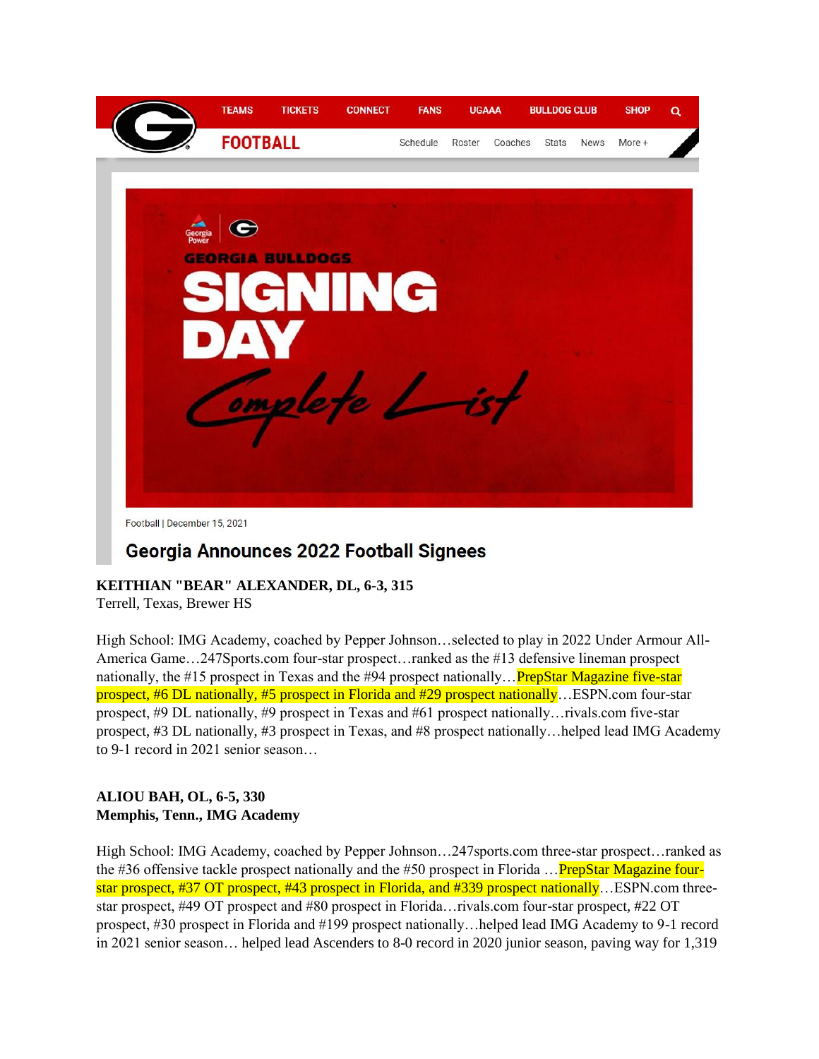TEAMS TICKETS CONNECT FANS UGAAA BULLDOG CLUB SHOP

FOOTBALL Schedule Roster Coaches Stats News More +

GEORGIA BULLDOGS SIGNING DAY Complete List

Football | December 15, 2021

## Georgia Announces 2022 Football Signees

**KEITHIAN "BEAR" ALEXANDER, DL, 6-3, 315**
Terrell, Texas, Brewer HS

High School: IMG Academy, coached by Pepper Johnson…selected to play in 2022 Under Armour All-America Game…247Sports.com four-star prospect…ranked as the #13 defensive lineman prospect nationally, the #15 prospect in Texas and the #94 prospect nationally…PrepStar Magazine five-star prospect, #6 DL nationally, #5 prospect in Florida and #29 prospect nationally…ESPN.com four-star prospect, #9 DL nationally, #9 prospect in Texas and #61 prospect nationally…rivals.com five-star prospect, #3 DL nationally, #3 prospect in Texas, and #8 prospect nationally…helped lead IMG Academy to 9-1 record in 2021 senior season…

**ALIOU BAH, OL, 6-5, 330**
**Memphis, Tenn., IMG Academy**

High School: IMG Academy, coached by Pepper Johnson…247sports.com three-star prospect…ranked as the #36 offensive tackle prospect nationally and the #50 prospect in Florida …PrepStar Magazine four-star prospect, #37 OT prospect, #43 prospect in Florida, and #339 prospect nationally…ESPN.com three-star prospect, #49 OT prospect and #80 prospect in Florida…rivals.com four-star prospect, #22 OT prospect, #30 prospect in Florida and #199 prospect nationally…helped lead IMG Academy to 9-1 record in 2021 senior season… helped lead Ascenders to 8-0 record in 2020 junior season, paving way for 1,319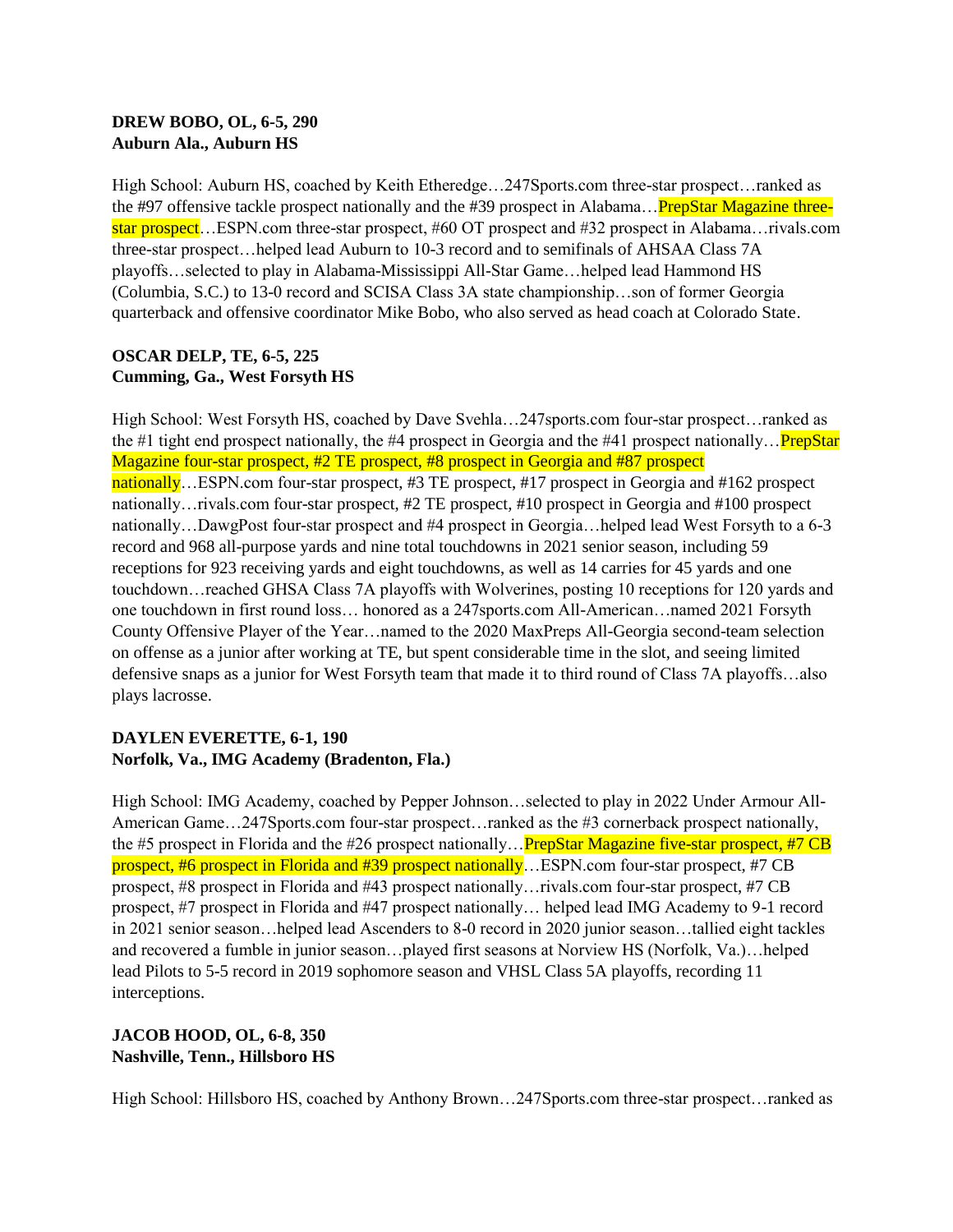**DREW BOBO, OL, 6-5, 290**
**Auburn Ala., Auburn HS**

High School: Auburn HS, coached by Keith Etheredge…247Sports.com three-star prospect…ranked as the #97 offensive tackle prospect nationally and the #39 prospect in Alabama…PrepStar Magazine three-star prospect…ESPN.com three-star prospect, #60 OT prospect and #32 prospect in Alabama…rivals.com three-star prospect…helped lead Auburn to 10-3 record and to semifinals of AHSAA Class 7A playoffs…selected to play in Alabama-Mississippi All-Star Game…helped lead Hammond HS (Columbia, S.C.) to 13-0 record and SCISA Class 3A state championship…son of former Georgia quarterback and offensive coordinator Mike Bobo, who also served as head coach at Colorado State.

**OSCAR DELP, TE, 6-5, 225**
**Cumming, Ga., West Forsyth HS**

High School: West Forsyth HS, coached by Dave Svehla…247sports.com four-star prospect…ranked as the #1 tight end prospect nationally, the #4 prospect in Georgia and the #41 prospect nationally…PrepStar Magazine four-star prospect, #2 TE prospect, #8 prospect in Georgia and #87 prospect nationally…ESPN.com four-star prospect, #3 TE prospect, #17 prospect in Georgia and #162 prospect nationally…rivals.com four-star prospect, #2 TE prospect, #10 prospect in Georgia and #100 prospect nationally…DawgPost four-star prospect and #4 prospect in Georgia…helped lead West Forsyth to a 6-3 record and 968 all-purpose yards and nine total touchdowns in 2021 senior season, including 59 receptions for 923 receiving yards and eight touchdowns, as well as 14 carries for 45 yards and one touchdown…reached GHSA Class 7A playoffs with Wolverines, posting 10 receptions for 120 yards and one touchdown in first round loss… honored as a 247sports.com All-American…named 2021 Forsyth County Offensive Player of the Year…named to the 2020 MaxPreps All-Georgia second-team selection on offense as a junior after working at TE, but spent considerable time in the slot, and seeing limited defensive snaps as a junior for West Forsyth team that made it to third round of Class 7A playoffs…also plays lacrosse.

**DAYLEN EVERETTE, 6-1, 190**
**Norfolk, Va., IMG Academy (Bradenton, Fla.)**

High School: IMG Academy, coached by Pepper Johnson…selected to play in 2022 Under Armour All-American Game…247Sports.com four-star prospect…ranked as the #3 cornerback prospect nationally, the #5 prospect in Florida and the #26 prospect nationally…PrepStar Magazine five-star prospect, #7 CB prospect, #6 prospect in Florida and #39 prospect nationally…ESPN.com four-star prospect, #7 CB prospect, #8 prospect in Florida and #43 prospect nationally…rivals.com four-star prospect, #7 CB prospect, #7 prospect in Florida and #47 prospect nationally… helped lead IMG Academy to 9-1 record in 2021 senior season…helped lead Ascenders to 8-0 record in 2020 junior season…tallied eight tackles and recovered a fumble in junior season…played first seasons at Norview HS (Norfolk, Va.)…helped lead Pilots to 5-5 record in 2019 sophomore season and VHSL Class 5A playoffs, recording 11 interceptions.

**JACOB HOOD, OL, 6-8, 350**
**Nashville, Tenn., Hillsboro HS**

High School: Hillsboro HS, coached by Anthony Brown…247Sports.com three-star prospect…ranked as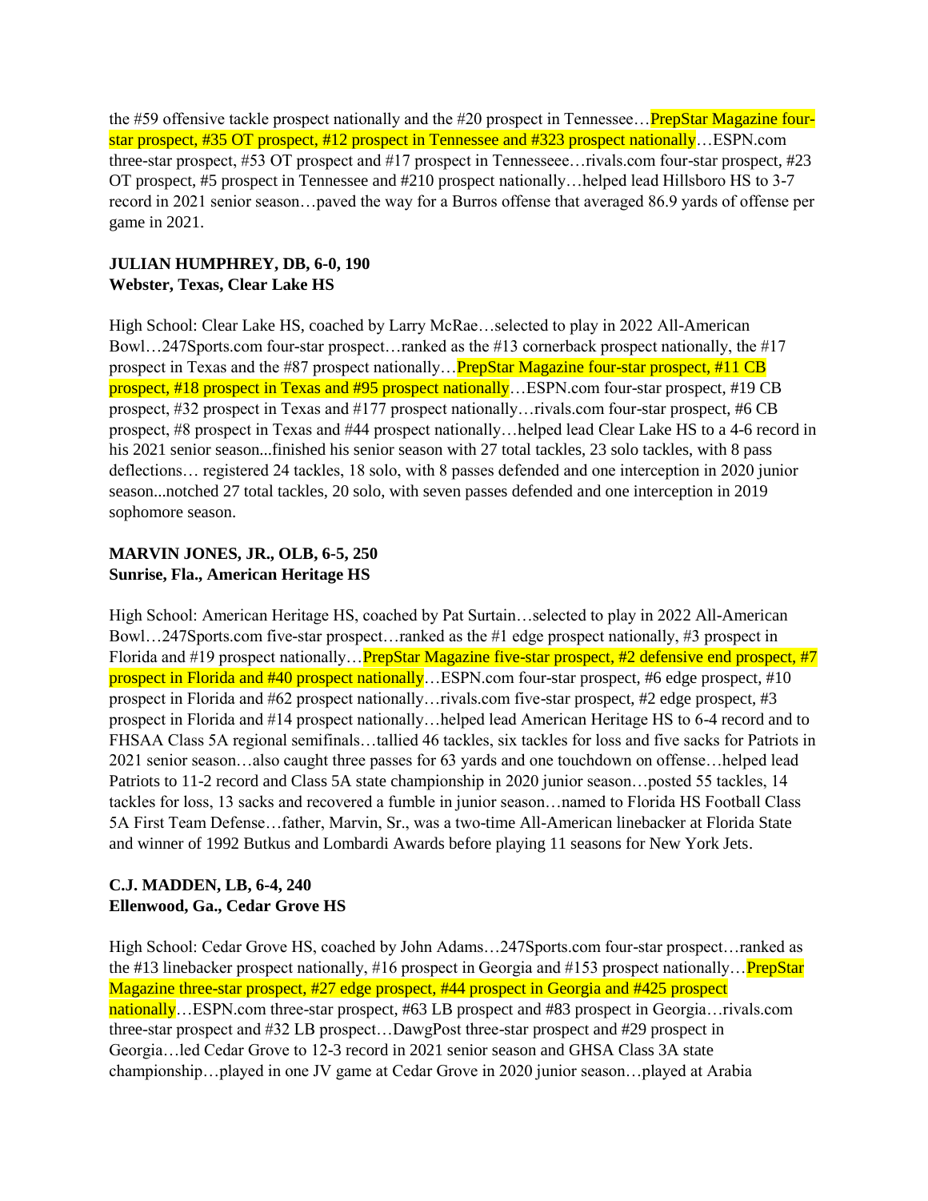the #59 offensive tackle prospect nationally and the #20 prospect in Tennessee…PrepStar Magazine four-star prospect, #35 OT prospect, #12 prospect in Tennessee and #323 prospect nationally…ESPN.com three-star prospect, #53 OT prospect and #17 prospect in Tennesseee…rivals.com four-star prospect, #23 OT prospect, #5 prospect in Tennessee and #210 prospect nationally…helped lead Hillsboro HS to 3-7 record in 2021 senior season…paved the way for a Burros offense that averaged 86.9 yards of offense per game in 2021.

**JULIAN HUMPHREY, DB, 6-0, 190**
**Webster, Texas, Clear Lake HS**

High School: Clear Lake HS, coached by Larry McRae…selected to play in 2022 All-American Bowl…247Sports.com four-star prospect…ranked as the #13 cornerback prospect nationally, the #17 prospect in Texas and the #87 prospect nationally…PrepStar Magazine four-star prospect, #11 CB prospect, #18 prospect in Texas and #95 prospect nationally…ESPN.com four-star prospect, #19 CB prospect, #32 prospect in Texas and #177 prospect nationally…rivals.com four-star prospect, #6 CB prospect, #8 prospect in Texas and #44 prospect nationally…helped lead Clear Lake HS to a 4-6 record in his 2021 senior season...finished his senior season with 27 total tackles, 23 solo tackles, with 8 pass deflections… registered 24 tackles, 18 solo, with 8 passes defended and one interception in 2020 junior season...notched 27 total tackles, 20 solo, with seven passes defended and one interception in 2019 sophomore season.

**MARVIN JONES, JR., OLB, 6-5, 250**
**Sunrise, Fla., American Heritage HS**

High School: American Heritage HS, coached by Pat Surtain…selected to play in 2022 All-American Bowl…247Sports.com five-star prospect…ranked as the #1 edge prospect nationally, #3 prospect in Florida and #19 prospect nationally…PrepStar Magazine five-star prospect, #2 defensive end prospect, #7 prospect in Florida and #40 prospect nationally…ESPN.com four-star prospect, #6 edge prospect, #10 prospect in Florida and #62 prospect nationally…rivals.com five-star prospect, #2 edge prospect, #3 prospect in Florida and #14 prospect nationally…helped lead American Heritage HS to 6-4 record and to FHSAA Class 5A regional semifinals…tallied 46 tackles, six tackles for loss and five sacks for Patriots in 2021 senior season…also caught three passes for 63 yards and one touchdown on offense…helped lead Patriots to 11-2 record and Class 5A state championship in 2020 junior season…posted 55 tackles, 14 tackles for loss, 13 sacks and recovered a fumble in junior season…named to Florida HS Football Class 5A First Team Defense…father, Marvin, Sr., was a two-time All-American linebacker at Florida State and winner of 1992 Butkus and Lombardi Awards before playing 11 seasons for New York Jets.

**C.J. MADDEN, LB, 6-4, 240**
**Ellenwood, Ga., Cedar Grove HS**

High School: Cedar Grove HS, coached by John Adams…247Sports.com four-star prospect…ranked as the #13 linebacker prospect nationally, #16 prospect in Georgia and #153 prospect nationally…PrepStar Magazine three-star prospect, #27 edge prospect, #44 prospect in Georgia and #425 prospect nationally…ESPN.com three-star prospect, #63 LB prospect and #83 prospect in Georgia…rivals.com three-star prospect and #32 LB prospect…DawgPost three-star prospect and #29 prospect in Georgia…led Cedar Grove to 12-3 record in 2021 senior season and GHSA Class 3A state championship…played in one JV game at Cedar Grove in 2020 junior season…played at Arabia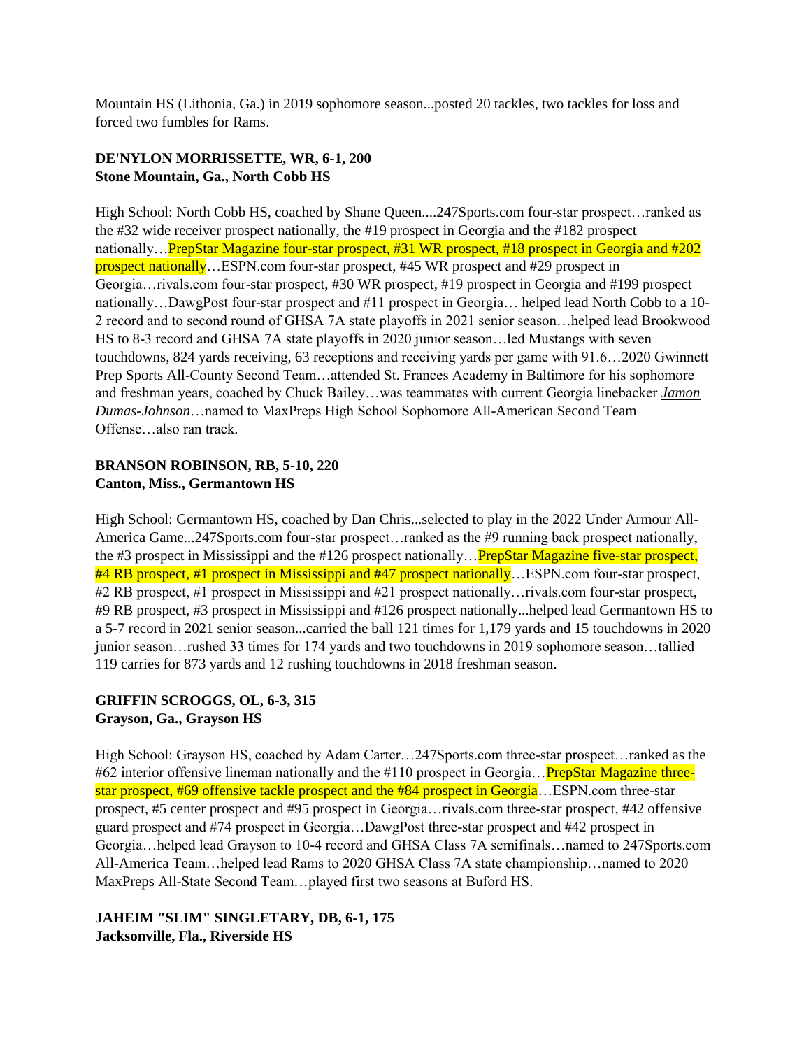Mountain HS (Lithonia, Ga.) in 2019 sophomore season...posted 20 tackles, two tackles for loss and forced two fumbles for Rams.

**DE'NYLON MORRISSETTE, WR, 6-1, 200**
**Stone Mountain, Ga., North Cobb HS**

High School: North Cobb HS, coached by Shane Queen....247Sports.com four-star prospect…ranked as the #32 wide receiver prospect nationally, the #19 prospect in Georgia and the #182 prospect nationally…PrepStar Magazine four-star prospect, #31 WR prospect, #18 prospect in Georgia and #202 prospect nationally…ESPN.com four-star prospect, #45 WR prospect and #29 prospect in Georgia…rivals.com four-star prospect, #30 WR prospect, #19 prospect in Georgia and #199 prospect nationally…DawgPost four-star prospect and #11 prospect in Georgia… helped lead North Cobb to a 10-2 record and to second round of GHSA 7A state playoffs in 2021 senior season…helped lead Brookwood HS to 8-3 record and GHSA 7A state playoffs in 2020 junior season…led Mustangs with seven touchdowns, 824 yards receiving, 63 receptions and receiving yards per game with 91.6…2020 Gwinnett Prep Sports All-County Second Team…attended St. Frances Academy in Baltimore for his sophomore and freshman years, coached by Chuck Bailey…was teammates with current Georgia linebacker *Jamon Dumas-Johnson*…named to MaxPreps High School Sophomore All-American Second Team Offense…also ran track.

**BRANSON ROBINSON, RB, 5-10, 220**
**Canton, Miss., Germantown HS**

High School: Germantown HS, coached by Dan Chris...selected to play in the 2022 Under Armour All-America Game...247Sports.com four-star prospect…ranked as the #9 running back prospect nationally, the #3 prospect in Mississippi and the #126 prospect nationally…PrepStar Magazine five-star prospect, #4 RB prospect, #1 prospect in Mississippi and #47 prospect nationally…ESPN.com four-star prospect, #2 RB prospect, #1 prospect in Mississippi and #21 prospect nationally…rivals.com four-star prospect, #9 RB prospect, #3 prospect in Mississippi and #126 prospect nationally...helped lead Germantown HS to a 5-7 record in 2021 senior season...carried the ball 121 times for 1,179 yards and 15 touchdowns in 2020 junior season…rushed 33 times for 174 yards and two touchdowns in 2019 sophomore season…tallied 119 carries for 873 yards and 12 rushing touchdowns in 2018 freshman season.

**GRIFFIN SCROGGS, OL, 6-3, 315**
**Grayson, Ga., Grayson HS**

High School: Grayson HS, coached by Adam Carter…247Sports.com three-star prospect…ranked as the #62 interior offensive lineman nationally and the #110 prospect in Georgia…PrepStar Magazine three-star prospect, #69 offensive tackle prospect and the #84 prospect in Georgia…ESPN.com three-star prospect, #5 center prospect and #95 prospect in Georgia…rivals.com three-star prospect, #42 offensive guard prospect and #74 prospect in Georgia…DawgPost three-star prospect and #42 prospect in Georgia…helped lead Grayson to 10-4 record and GHSA Class 7A semifinals…named to 247Sports.com All-America Team…helped lead Rams to 2020 GHSA Class 7A state championship…named to 2020 MaxPreps All-State Second Team…played first two seasons at Buford HS.

**JAHEIM "SLIM" SINGLETARY, DB, 6-1, 175**
**Jacksonville, Fla., Riverside HS**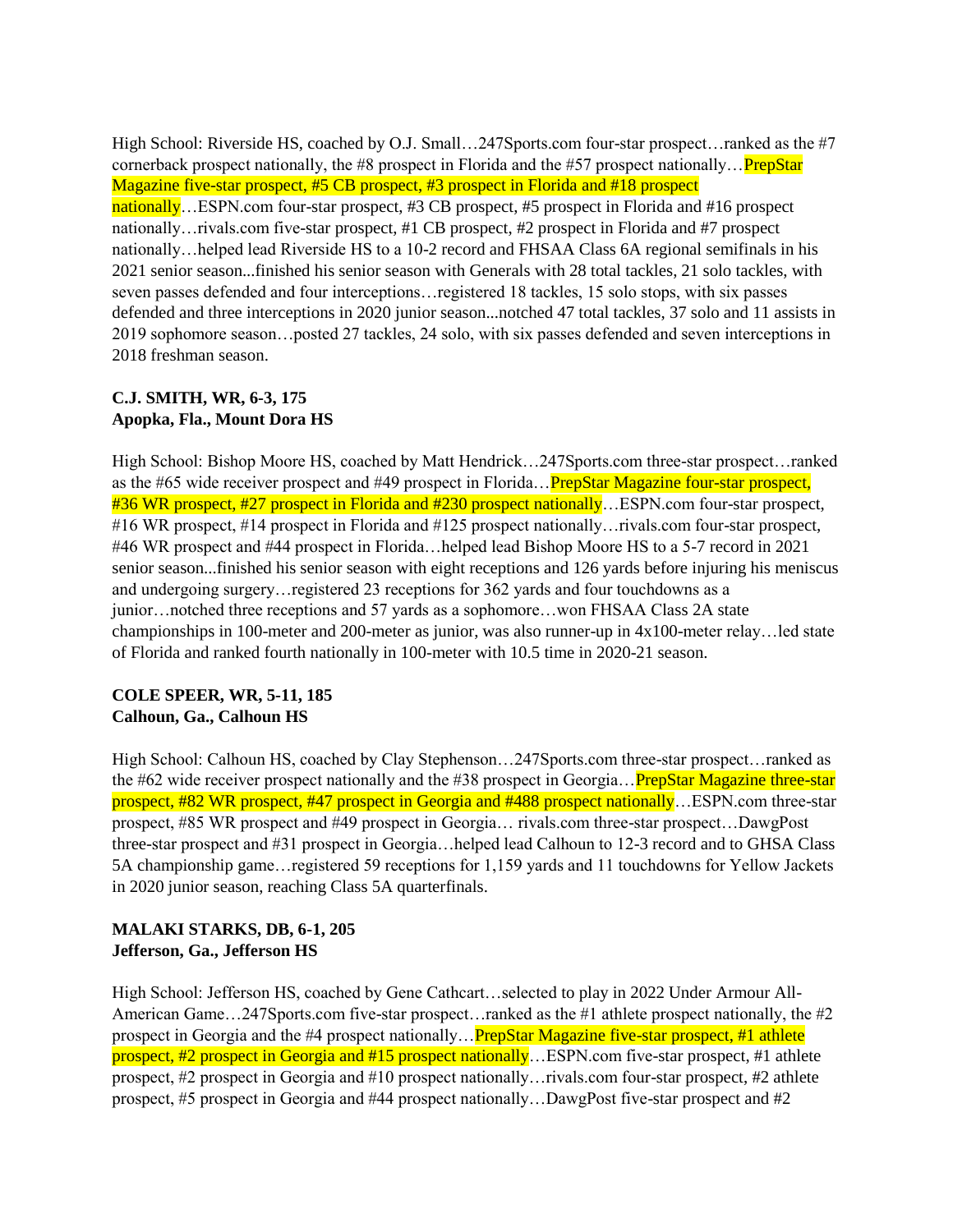High School: Riverside HS, coached by O.J. Small…247Sports.com four-star prospect…ranked as the #7 cornerback prospect nationally, the #8 prospect in Florida and the #57 prospect nationally…PrepStar Magazine five-star prospect, #5 CB prospect, #3 prospect in Florida and #18 prospect nationally…ESPN.com four-star prospect, #3 CB prospect, #5 prospect in Florida and #16 prospect nationally…rivals.com five-star prospect, #1 CB prospect, #2 prospect in Florida and #7 prospect nationally…helped lead Riverside HS to a 10-2 record and FHSAA Class 6A regional semifinals in his 2021 senior season...finished his senior season with Generals with 28 total tackles, 21 solo tackles, with seven passes defended and four interceptions…registered 18 tackles, 15 solo stops, with six passes defended and three interceptions in 2020 junior season...notched 47 total tackles, 37 solo and 11 assists in 2019 sophomore season…posted 27 tackles, 24 solo, with six passes defended and seven interceptions in 2018 freshman season.

**C.J. SMITH, WR, 6-3, 175**
**Apopka, Fla., Mount Dora HS**

High School: Bishop Moore HS, coached by Matt Hendrick…247Sports.com three-star prospect…ranked as the #65 wide receiver prospect and #49 prospect in Florida…PrepStar Magazine four-star prospect, #36 WR prospect, #27 prospect in Florida and #230 prospect nationally…ESPN.com four-star prospect, #16 WR prospect, #14 prospect in Florida and #125 prospect nationally…rivals.com four-star prospect, #46 WR prospect and #44 prospect in Florida…helped lead Bishop Moore HS to a 5-7 record in 2021 senior season...finished his senior season with eight receptions and 126 yards before injuring his meniscus and undergoing surgery…registered 23 receptions for 362 yards and four touchdowns as a junior…notched three receptions and 57 yards as a sophomore…won FHSAA Class 2A state championships in 100-meter and 200-meter as junior, was also runner-up in 4x100-meter relay…led state of Florida and ranked fourth nationally in 100-meter with 10.5 time in 2020-21 season.

**COLE SPEER, WR, 5-11, 185**
**Calhoun, Ga., Calhoun HS**

High School: Calhoun HS, coached by Clay Stephenson…247Sports.com three-star prospect…ranked as the #62 wide receiver prospect nationally and the #38 prospect in Georgia…PrepStar Magazine three-star prospect, #82 WR prospect, #47 prospect in Georgia and #488 prospect nationally…ESPN.com three-star prospect, #85 WR prospect and #49 prospect in Georgia… rivals.com three-star prospect…DawgPost three-star prospect and #31 prospect in Georgia…helped lead Calhoun to 12-3 record and to GHSA Class 5A championship game…registered 59 receptions for 1,159 yards and 11 touchdowns for Yellow Jackets in 2020 junior season, reaching Class 5A quarterfinals.

**MALAKI STARKS, DB, 6-1, 205**
**Jefferson, Ga., Jefferson HS**

High School: Jefferson HS, coached by Gene Cathcart…selected to play in 2022 Under Armour All-American Game…247Sports.com five-star prospect…ranked as the #1 athlete prospect nationally, the #2 prospect in Georgia and the #4 prospect nationally…PrepStar Magazine five-star prospect, #1 athlete prospect, #2 prospect in Georgia and #15 prospect nationally…ESPN.com five-star prospect, #1 athlete prospect, #2 prospect in Georgia and #10 prospect nationally…rivals.com four-star prospect, #2 athlete prospect, #5 prospect in Georgia and #44 prospect nationally…DawgPost five-star prospect and #2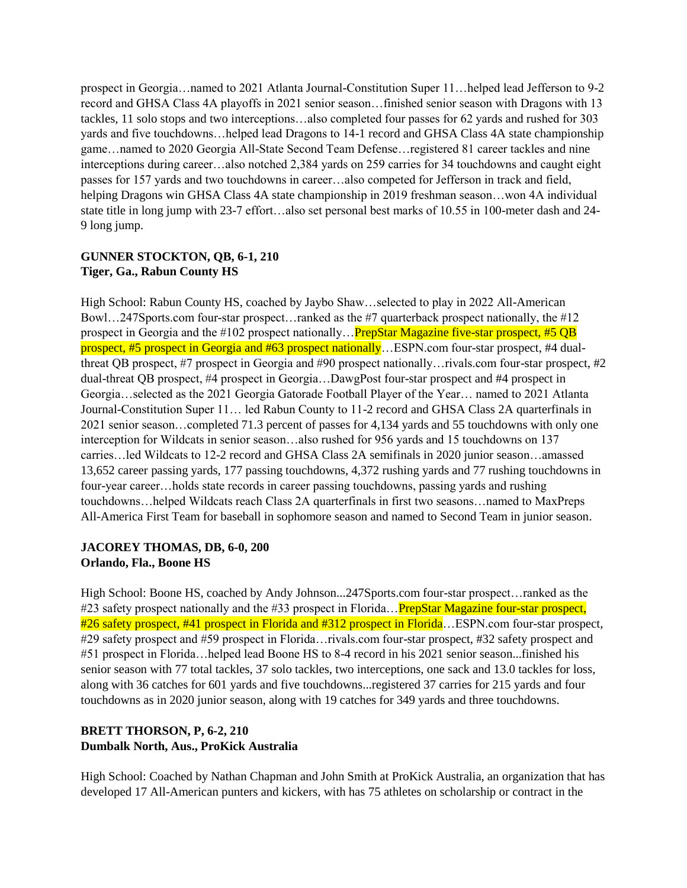prospect in Georgia…named to 2021 Atlanta Journal-Constitution Super 11…helped lead Jefferson to 9-2 record and GHSA Class 4A playoffs in 2021 senior season…finished senior season with Dragons with 13 tackles, 11 solo stops and two interceptions…also completed four passes for 62 yards and rushed for 303 yards and five touchdowns…helped lead Dragons to 14-1 record and GHSA Class 4A state championship game…named to 2020 Georgia All-State Second Team Defense…registered 81 career tackles and nine interceptions during career…also notched 2,384 yards on 259 carries for 34 touchdowns and caught eight passes for 157 yards and two touchdowns in career…also competed for Jefferson in track and field, helping Dragons win GHSA Class 4A state championship in 2019 freshman season…won 4A individual state title in long jump with 23-7 effort…also set personal best marks of 10.55 in 100-meter dash and 24-9 long jump.

**GUNNER STOCKTON, QB, 6-1, 210**
**Tiger, Ga., Rabun County HS**

High School: Rabun County HS, coached by Jaybo Shaw…selected to play in 2022 All-American Bowl…247Sports.com four-star prospect…ranked as the #7 quarterback prospect nationally, the #12 prospect in Georgia and the #102 prospect nationally…PrepStar Magazine five-star prospect, #5 QB prospect, #5 prospect in Georgia and #63 prospect nationally…ESPN.com four-star prospect, #4 dual-threat QB prospect, #7 prospect in Georgia and #90 prospect nationally…rivals.com four-star prospect, #2 dual-threat QB prospect, #4 prospect in Georgia…DawgPost four-star prospect and #4 prospect in Georgia…selected as the 2021 Georgia Gatorade Football Player of the Year… named to 2021 Atlanta Journal-Constitution Super 11… led Rabun County to 11-2 record and GHSA Class 2A quarterfinals in 2021 senior season…completed 71.3 percent of passes for 4,134 yards and 55 touchdowns with only one interception for Wildcats in senior season…also rushed for 956 yards and 15 touchdowns on 137 carries…led Wildcats to 12-2 record and GHSA Class 2A semifinals in 2020 junior season…amassed 13,652 career passing yards, 177 passing touchdowns, 4,372 rushing yards and 77 rushing touchdowns in four-year career…holds state records in career passing touchdowns, passing yards and rushing touchdowns…helped Wildcats reach Class 2A quarterfinals in first two seasons…named to MaxPreps All-America First Team for baseball in sophomore season and named to Second Team in junior season.

**JACOREY THOMAS, DB, 6-0, 200**
**Orlando, Fla., Boone HS**

High School: Boone HS, coached by Andy Johnson...247Sports.com four-star prospect…ranked as the #23 safety prospect nationally and the #33 prospect in Florida…PrepStar Magazine four-star prospect, #26 safety prospect, #41 prospect in Florida and #312 prospect in Florida…ESPN.com four-star prospect, #29 safety prospect and #59 prospect in Florida…rivals.com four-star prospect, #32 safety prospect and #51 prospect in Florida…helped lead Boone HS to 8-4 record in his 2021 senior season...finished his senior season with 77 total tackles, 37 solo tackles, two interceptions, one sack and 13.0 tackles for loss, along with 36 catches for 601 yards and five touchdowns...registered 37 carries for 215 yards and four touchdowns as in 2020 junior season, along with 19 catches for 349 yards and three touchdowns.

**BRETT THORSON, P, 6-2, 210**
**Dumbalk North, Aus., ProKick Australia**

High School: Coached by Nathan Chapman and John Smith at ProKick Australia, an organization that has developed 17 All-American punters and kickers, with has 75 athletes on scholarship or contract in the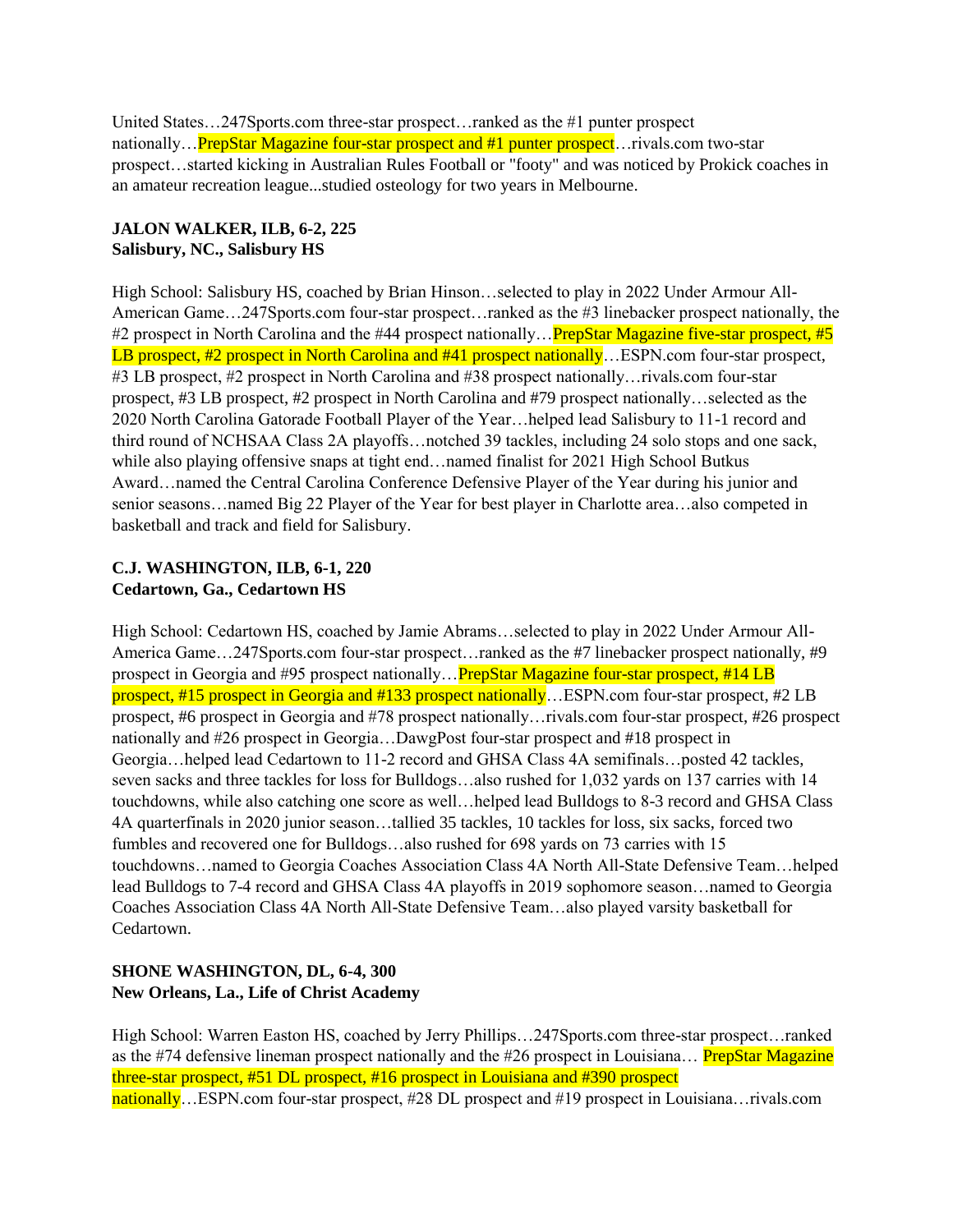United States…247Sports.com three-star prospect…ranked as the #1 punter prospect nationally…PrepStar Magazine four-star prospect and #1 punter prospect…rivals.com two-star prospect…started kicking in Australian Rules Football or "footy" and was noticed by Prokick coaches in an amateur recreation league...studied osteology for two years in Melbourne.

**JALON WALKER, ILB, 6-2, 225**
**Salisbury, NC., Salisbury HS**

High School: Salisbury HS, coached by Brian Hinson…selected to play in 2022 Under Armour All-American Game…247Sports.com four-star prospect…ranked as the #3 linebacker prospect nationally, the #2 prospect in North Carolina and the #44 prospect nationally…PrepStar Magazine five-star prospect, #5 LB prospect, #2 prospect in North Carolina and #41 prospect nationally…ESPN.com four-star prospect, #3 LB prospect, #2 prospect in North Carolina and #38 prospect nationally…rivals.com four-star prospect, #3 LB prospect, #2 prospect in North Carolina and #79 prospect nationally…selected as the 2020 North Carolina Gatorade Football Player of the Year…helped lead Salisbury to 11-1 record and third round of NCHSAA Class 2A playoffs…notched 39 tackles, including 24 solo stops and one sack, while also playing offensive snaps at tight end…named finalist for 2021 High School Butkus Award…named the Central Carolina Conference Defensive Player of the Year during his junior and senior seasons…named Big 22 Player of the Year for best player in Charlotte area…also competed in basketball and track and field for Salisbury.

**C.J. WASHINGTON, ILB, 6-1, 220**
**Cedartown, Ga., Cedartown HS**

High School: Cedartown HS, coached by Jamie Abrams…selected to play in 2022 Under Armour All-America Game…247Sports.com four-star prospect…ranked as the #7 linebacker prospect nationally, #9 prospect in Georgia and #95 prospect nationally…PrepStar Magazine four-star prospect, #14 LB prospect, #15 prospect in Georgia and #133 prospect nationally…ESPN.com four-star prospect, #2 LB prospect, #6 prospect in Georgia and #78 prospect nationally…rivals.com four-star prospect, #26 prospect nationally and #26 prospect in Georgia…DawgPost four-star prospect and #18 prospect in Georgia…helped lead Cedartown to 11-2 record and GHSA Class 4A semifinals…posted 42 tackles, seven sacks and three tackles for loss for Bulldogs…also rushed for 1,032 yards on 137 carries with 14 touchdowns, while also catching one score as well…helped lead Bulldogs to 8-3 record and GHSA Class 4A quarterfinals in 2020 junior season…tallied 35 tackles, 10 tackles for loss, six sacks, forced two fumbles and recovered one for Bulldogs…also rushed for 698 yards on 73 carries with 15 touchdowns…named to Georgia Coaches Association Class 4A North All-State Defensive Team…helped lead Bulldogs to 7-4 record and GHSA Class 4A playoffs in 2019 sophomore season…named to Georgia Coaches Association Class 4A North All-State Defensive Team…also played varsity basketball for Cedartown.

**SHONE WASHINGTON, DL, 6-4, 300**
**New Orleans, La., Life of Christ Academy**

High School: Warren Easton HS, coached by Jerry Phillips…247Sports.com three-star prospect…ranked as the #74 defensive lineman prospect nationally and the #26 prospect in Louisiana… PrepStar Magazine three-star prospect, #51 DL prospect, #16 prospect in Louisiana and #390 prospect nationally…ESPN.com four-star prospect, #28 DL prospect and #19 prospect in Louisiana…rivals.com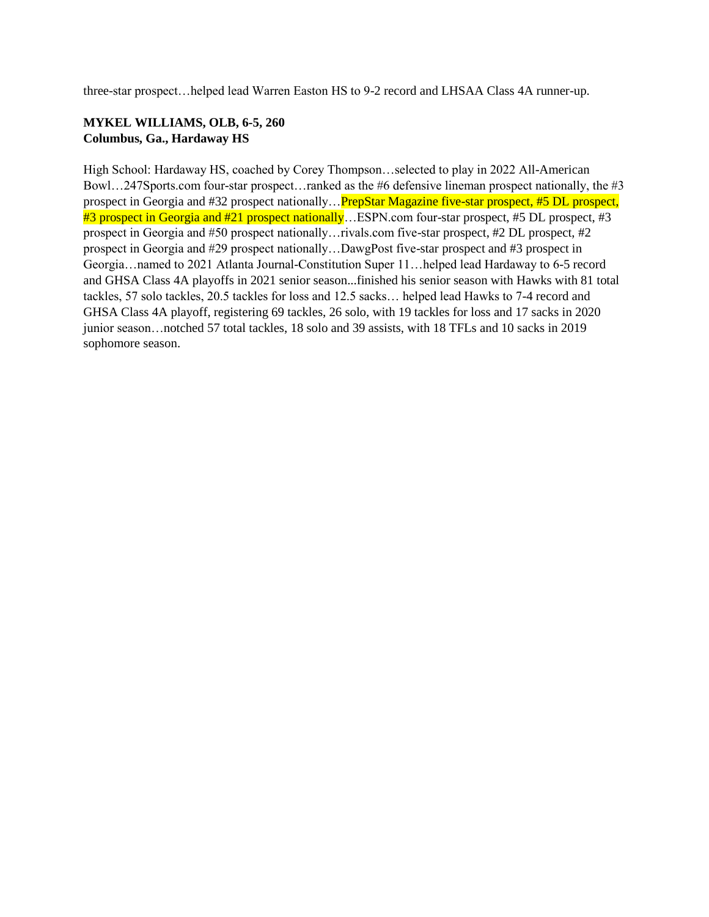three-star prospect…helped lead Warren Easton HS to 9-2 record and LHSAA Class 4A runner-up.

**MYKEL WILLIAMS, OLB, 6-5, 260**
**Columbus, Ga., Hardaway HS**

High School: Hardaway HS, coached by Corey Thompson…selected to play in 2022 All-American Bowl…247Sports.com four-star prospect…ranked as the #6 defensive lineman prospect nationally, the #3 prospect in Georgia and #32 prospect nationally…PrepStar Magazine five-star prospect, #5 DL prospect, #3 prospect in Georgia and #21 prospect nationally…ESPN.com four-star prospect, #5 DL prospect, #3 prospect in Georgia and #50 prospect nationally…rivals.com five-star prospect, #2 DL prospect, #2 prospect in Georgia and #29 prospect nationally…DawgPost five-star prospect and #3 prospect in Georgia…named to 2021 Atlanta Journal-Constitution Super 11…helped lead Hardaway to 6-5 record and GHSA Class 4A playoffs in 2021 senior season...finished his senior season with Hawks with 81 total tackles, 57 solo tackles, 20.5 tackles for loss and 12.5 sacks… helped lead Hawks to 7-4 record and GHSA Class 4A playoff, registering 69 tackles, 26 solo, with 19 tackles for loss and 17 sacks in 2020 junior season…notched 57 total tackles, 18 solo and 39 assists, with 18 TFLs and 10 sacks in 2019 sophomore season.